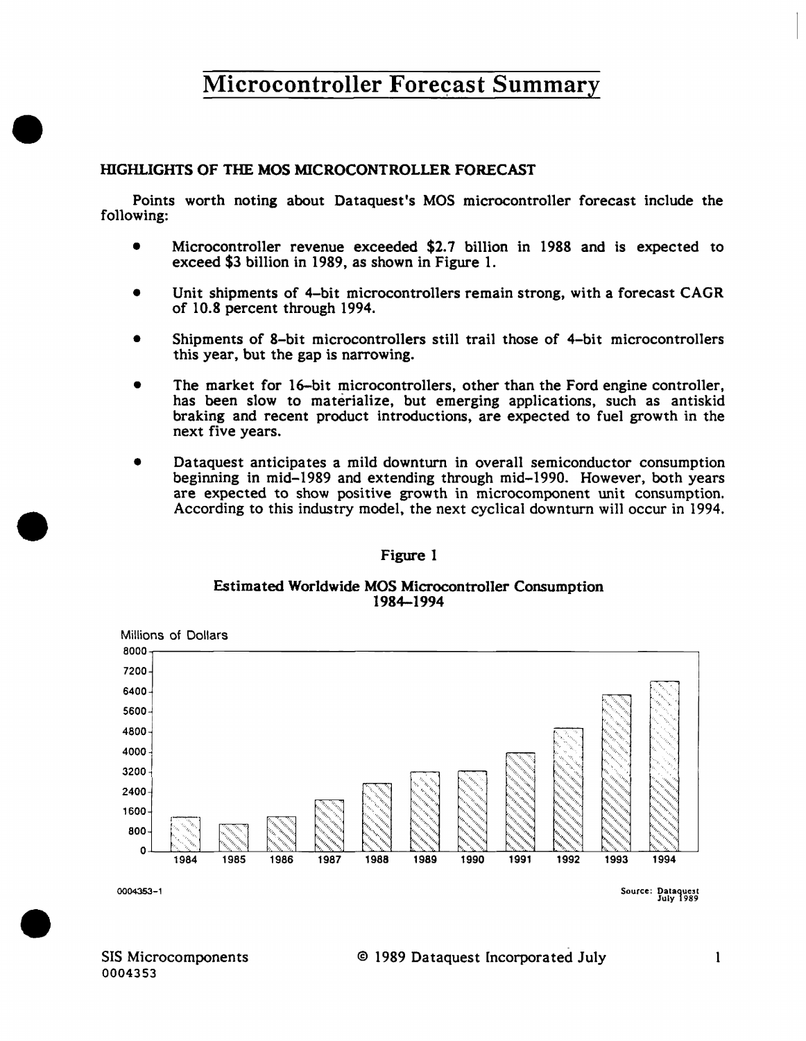# Microcontroller Forecast Summary

## HIGHLIGHTS OF THE MOS MICROCONTROLLER FORECAST

Points worth noting about Dataquest's MOS microcontroller forecast include the following:

- Microcontroller revenue exceeded $2.7 billion in 1988 and is expected to exceed $3 billion in 1989, as shown in Figure 1.

- Unit shipments of 4-bit microcontrollers remain strong, with a forecast CAGR of 10.8 percent through 1994.

- Shipments of 8-bit microcontrollers still trail those of 4-bit microcontrollers this year, but the gap is narrowing.

- The market for 16-bit microcontrollers, other than the Ford engine controller, has been slow to materialize, but emerging applications, such as antiskid braking and recent product introductions, are expected to fuel growth in the next five years.

- Dataquest anticipates a mild downturn in overall semiconductor consumption beginning in mid-1989 and extending through mid-1990. However, both years are expected to show positive growth in microcomponent unit consumption. According to this industry model, the next cyclical downturn will occur in 1994.

Figure 1

Estimated Worldwide MOS Microcontroller Consumption
1984–1994

Millions of Dollars

0004353-1

Source: Dataquest
July 1989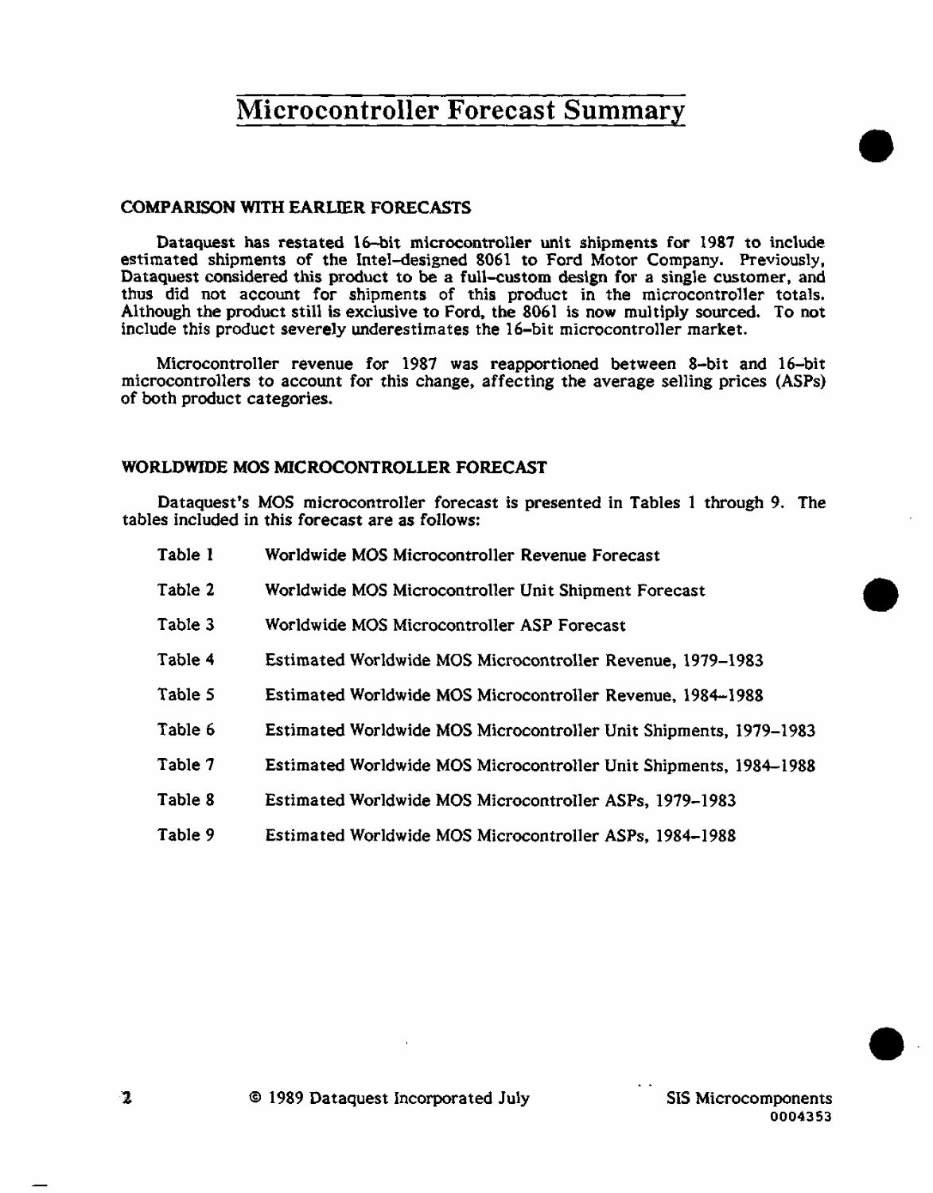# Microcontroller Forecast Summary

## COMPARISON WITH EARLIER FORECASTS

Dataquest has restated 16-bit microcontroller unit shipments for 1987 to include estimated shipments of the Intel-designed 8061 to Ford Motor Company. Previously, Dataquest considered this product to be a full-custom design for a single customer, and thus did not account for shipments of this product in the microcontroller totals. Although the product still is exclusive to Ford, the 8061 is now multiply sourced. To not include this product severely underestimates the 16-bit microcontroller market.

Microcontroller revenue for 1987 was reapportioned between 8-bit and 16-bit microcontrollers to account for this change, affecting the average selling prices (ASPs) of both product categories.

## WORLDWIDE MOS MICROCONTROLLER FORECAST

Dataquest's MOS microcontroller forecast is presented in Tables 1 through 9. The tables included in this forecast are as follows:

| | |
|---|---|
| Table 1 | Worldwide MOS Microcontroller Revenue Forecast |
| Table 2 | Worldwide MOS Microcontroller Unit Shipment Forecast |
| Table 3 | Worldwide MOS Microcontroller ASP Forecast |
| Table 4 | Estimated Worldwide MOS Microcontroller Revenue, 1979–1983 |
| Table 5 | Estimated Worldwide MOS Microcontroller Revenue, 1984–1988 |
| Table 6 | Estimated Worldwide MOS Microcontroller Unit Shipments, 1979–1983 |
| Table 7 | Estimated Worldwide MOS Microcontroller Unit Shipments, 1984–1988 |
| Table 8 | Estimated Worldwide MOS Microcontroller ASPs, 1979–1983 |
| Table 9 | Estimated Worldwide MOS Microcontroller ASPs, 1984–1988 |

© 1989 Dataquest Incorporated July

SIS Microcomponents
0004353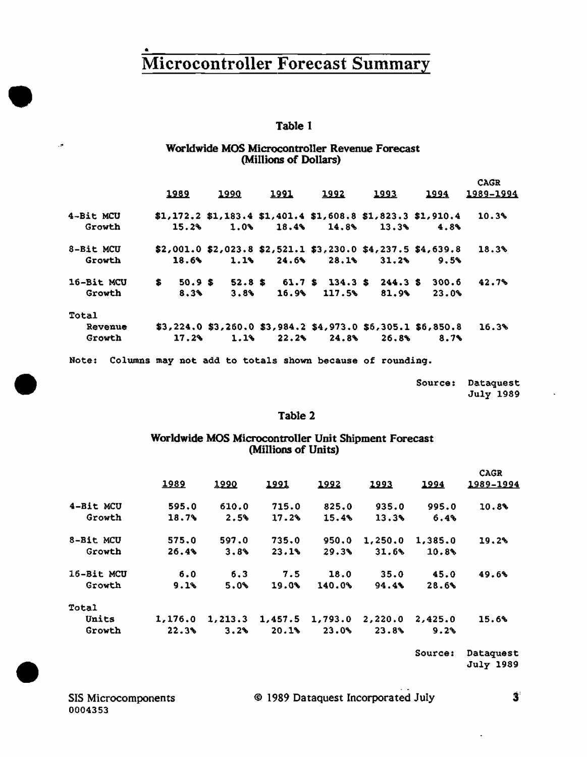# Microcontroller Forecast Summary

### Table 1

**Worldwide MOS Microcontroller Revenue Forecast (Millions of Dollars)**

| | 1989 | 1990 | 1991 | 1992 | 1993 | 1994 | CAGR 1989-1994 |
|---|---|---|---|---|---|---|---|
| 4-Bit MCU | $1,172.2 | $1,183.4 | $1,401.4 | $1,608.8 | $1,823.3 | $1,910.4 | 10.3% |
| Growth | 15.2% | 1.0% | 18.4% | 14.8% | 13.3% | 4.8% | |
| 8-Bit MCU | $2,001.0 | $2,023.8 | $2,521.1 | $3,230.0 | $4,237.5 | $4,639.8 | 18.3% |
| Growth | 18.6% | 1.1% | 24.6% | 28.1% | 31.2% | 9.5% | |
| 16-Bit MCU | $ 50.9 | $ 52.8 | $ 61.7 | $ 134.3 | $ 244.3 | $ 300.6 | 42.7% |
| Growth | 8.3% | 3.8% | 16.9% | 117.5% | 81.9% | 23.0% | |
| Total | | | | | | | |
| Revenue | $3,224.0 | $3,260.0 | $3,984.2 | $4,973.0 | $6,305.1 | $6,850.8 | 16.3% |
| Growth | 17.2% | 1.1% | 22.2% | 24.8% | 26.8% | 8.7% | |

Note: Columns may not add to totals shown because of rounding.

Source: Dataquest July 1989

### Table 2

**Worldwide MOS Microcontroller Unit Shipment Forecast (Millions of Units)**

| | 1989 | 1990 | 1991 | 1992 | 1993 | 1994 | CAGR 1989-1994 |
|---|---|---|---|---|---|---|---|
| 4-Bit MCU | 595.0 | 610.0 | 715.0 | 825.0 | 935.0 | 995.0 | 10.8% |
| Growth | 18.7% | 2.5% | 17.2% | 15.4% | 13.3% | 6.4% | |
| 8-Bit MCU | 575.0 | 597.0 | 735.0 | 950.0 | 1,250.0 | 1,385.0 | 19.2% |
| Growth | 26.4% | 3.8% | 23.1% | 29.3% | 31.6% | 10.8% | |
| 16-Bit MCU | 6.0 | 6.3 | 7.5 | 18.0 | 35.0 | 45.0 | 49.6% |
| Growth | 9.1% | 5.0% | 19.0% | 140.0% | 94.4% | 28.6% | |
| Total | | | | | | | |
| Units | 1,176.0 | 1,213.3 | 1,457.5 | 1,793.0 | 2,220.0 | 2,425.0 | 15.6% |
| Growth | 22.3% | 3.2% | 20.1% | 23.0% | 23.8% | 9.2% | |

Source: Dataquest July 1989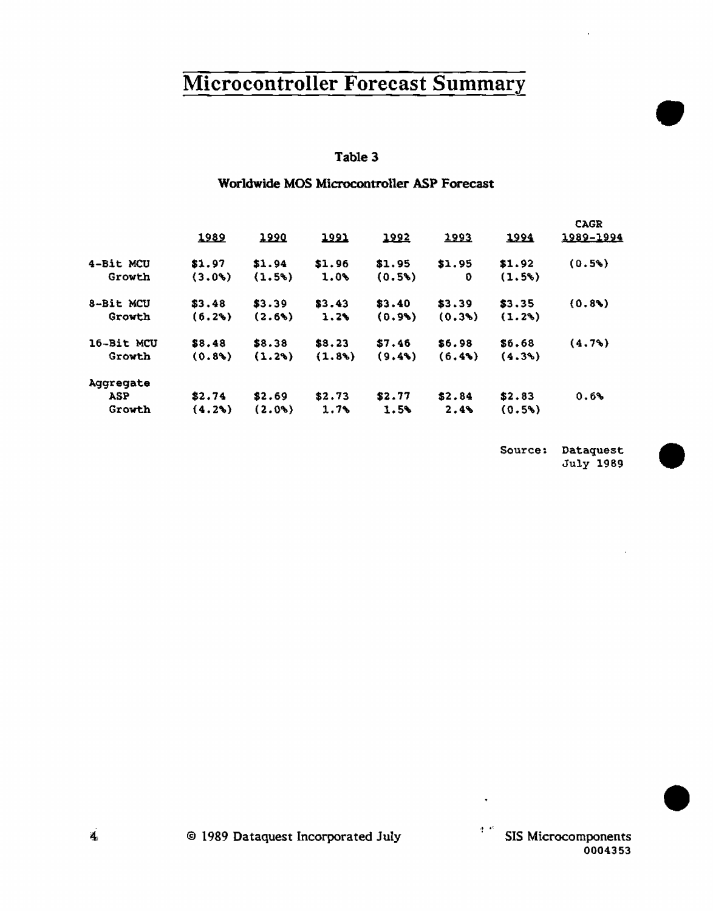# Microcontroller Forecast Summary

**Table 3**

**Worldwide MOS Microcontroller ASP Forecast**

| | 1989 | 1990 | 1991 | 1992 | 1993 | 1994 | CAGR 1989-1994 |
|---|---|---|---|---|---|---|---|
| 4-Bit MCU | $1.97 | $1.94 | $1.96 | $1.95 | $1.95 | $1.92 | (0.5%) |
| Growth | (3.0%) | (1.5%) | 1.0% | (0.5%) | 0 | (1.5%) | |
| 8-Bit MCU | $3.48 | $3.39 | $3.43 | $3.40 | $3.39 | $3.35 | (0.8%) |
| Growth | (6.2%) | (2.6%) | 1.2% | (0.9%) | (0.3%) | (1.2%) | |
| 16-Bit MCU | $8.48 | $8.38 | $8.23 | $7.46 | $6.98 | $6.68 | (4.7%) |
| Growth | (0.8%) | (1.2%) | (1.8%) | (9.4%) | (6.4%) | (4.3%) | |
| Aggregate ASP | $2.74 | $2.69 | $2.73 | $2.77 | $2.84 | $2.83 | 0.6% |
| Growth | (4.2%) | (2.0%) | 1.7% | 1.5% | 2.4% | (0.5%) | |

Source: Dataquest July 1989

© 1989 Dataquest Incorporated July

SIS Microcomponents
0004353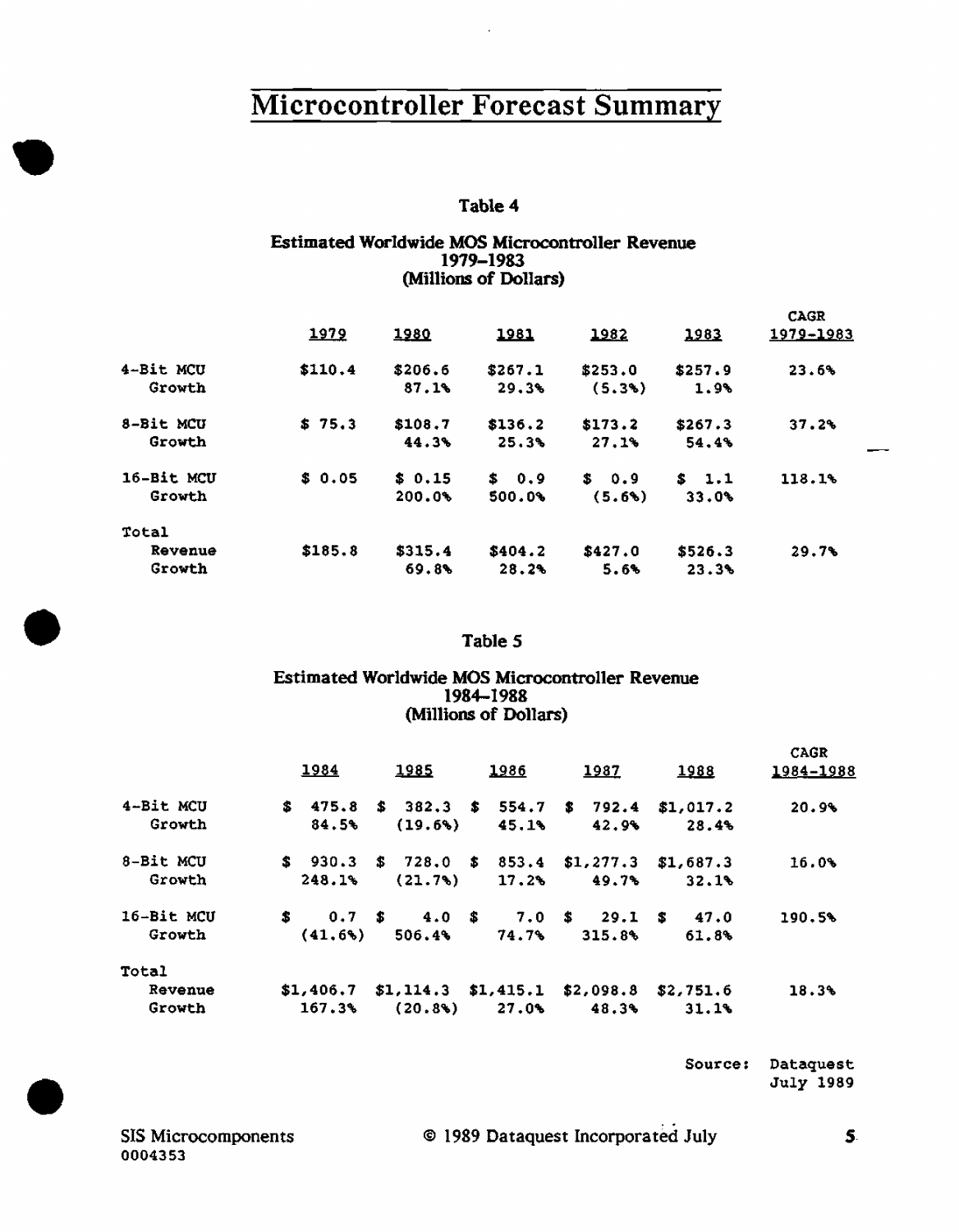# Microcontroller Forecast Summary

### Table 4

**Estimated Worldwide MOS Microcontroller Revenue 1979–1983 (Millions of Dollars)**

| | 1979 | 1980 | 1981 | 1982 | 1983 | CAGR 1979-1983 |
|---|---|---|---|---|---|---|
| 4-Bit MCU | $110.4 | $206.6 | $267.1 | $253.0 | $257.9 | 23.6% |
| Growth | | 87.1% | 29.3% | (5.3%) | 1.9% | |
| 8-Bit MCU | $ 75.3 | $108.7 | $136.2 | $173.2 | $267.3 | 37.2% |
| Growth | | 44.3% | 25.3% | 27.1% | 54.4% | |
| 16-Bit MCU | $ 0.05 | $ 0.15 | $ 0.9 | $ 0.9 | $ 1.1 | 118.1% |
| Growth | | 200.0% | 500.0% | (5.6%) | 33.0% | |
| Total | | | | | | |
| Revenue | $185.8 | $315.4 | $404.2 | $427.0 | $526.3 | 29.7% |
| Growth | | 69.8% | 28.2% | 5.6% | 23.3% | |

### Table 5

**Estimated Worldwide MOS Microcontroller Revenue 1984–1988 (Millions of Dollars)**

| | 1984 | 1985 | 1986 | 1987 | 1988 | CAGR 1984-1988 |
|---|---|---|---|---|---|---|
| 4-Bit MCU | $ 475.8 | $ 382.3 | $ 554.7 | $ 792.4 | $1,017.2 | 20.9% |
| Growth | 84.5% | (19.6%) | 45.1% | 42.9% | 28.4% | |
| 8-Bit MCU | $ 930.3 | $ 728.0 | $ 853.4 | $1,277.3 | $1,687.3 | 16.0% |
| Growth | 248.1% | (21.7%) | 17.2% | 49.7% | 32.1% | |
| 16-Bit MCU | $ 0.7 | $ 4.0 | $ 7.0 | $ 29.1 | $ 47.0 | 190.5% |
| Growth | (41.6%) | 506.4% | 74.7% | 315.8% | 61.8% | |
| Total | | | | | | |
| Revenue | $1,406.7 | $1,114.3 | $1,415.1 | $2,098.8 | $2,751.6 | 18.3% |
| Growth | 167.3% | (20.8%) | 27.0% | 48.3% | 31.1% | |

Source: Dataquest July 1989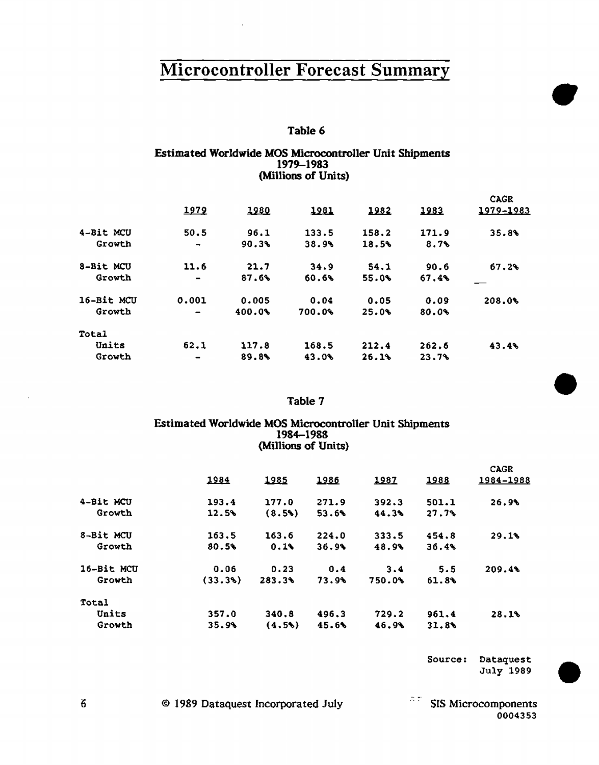# Microcontroller Forecast Summary

## Table 6

### Estimated Worldwide MOS Microcontroller Unit Shipments 1979–1983 (Millions of Units)

| | 1979 | 1980 | 1981 | 1982 | 1983 | CAGR 1979-1983 |
|---|---|---|---|---|---|---|
| 4-Bit MCU | 50.5 | 96.1 | 133.5 | 158.2 | 171.9 | 35.8% |
| Growth | - | 90.3% | 38.9% | 18.5% | 8.7% | |
| 8-Bit MCU | 11.6 | 21.7 | 34.9 | 54.1 | 90.6 | 67.2% |
| Growth | - | 87.6% | 60.6% | 55.0% | 67.4% | |
| 16-Bit MCU | 0.001 | 0.005 | 0.04 | 0.05 | 0.09 | 208.0% |
| Growth | - | 400.0% | 700.0% | 25.0% | 80.0% | |
| Total | | | | | | |
| Units | 62.1 | 117.8 | 168.5 | 212.4 | 262.6 | 43.4% |
| Growth | - | 89.8% | 43.0% | 26.1% | 23.7% | |

## Table 7

### Estimated Worldwide MOS Microcontroller Unit Shipments 1984–1988 (Millions of Units)

| | 1984 | 1985 | 1986 | 1987 | 1988 | CAGR 1984-1988 |
|---|---|---|---|---|---|---|
| 4-Bit MCU | 193.4 | 177.0 | 271.9 | 392.3 | 501.1 | 26.9% |
| Growth | 12.5% | (8.5%) | 53.6% | 44.3% | 27.7% | |
| 8-Bit MCU | 163.5 | 163.6 | 224.0 | 333.5 | 454.8 | 29.1% |
| Growth | 80.5% | 0.1% | 36.9% | 48.9% | 36.4% | |
| 16-Bit MCU | 0.06 | 0.23 | 0.4 | 3.4 | 5.5 | 209.4% |
| Growth | (33.3%) | 283.3% | 73.9% | 750.0% | 61.8% | |
| Total | | | | | | |
| Units | 357.0 | 340.8 | 496.3 | 729.2 | 961.4 | 28.1% |
| Growth | 35.9% | (4.5%) | 45.6% | 46.9% | 31.8% | |

Source: Dataquest July 1989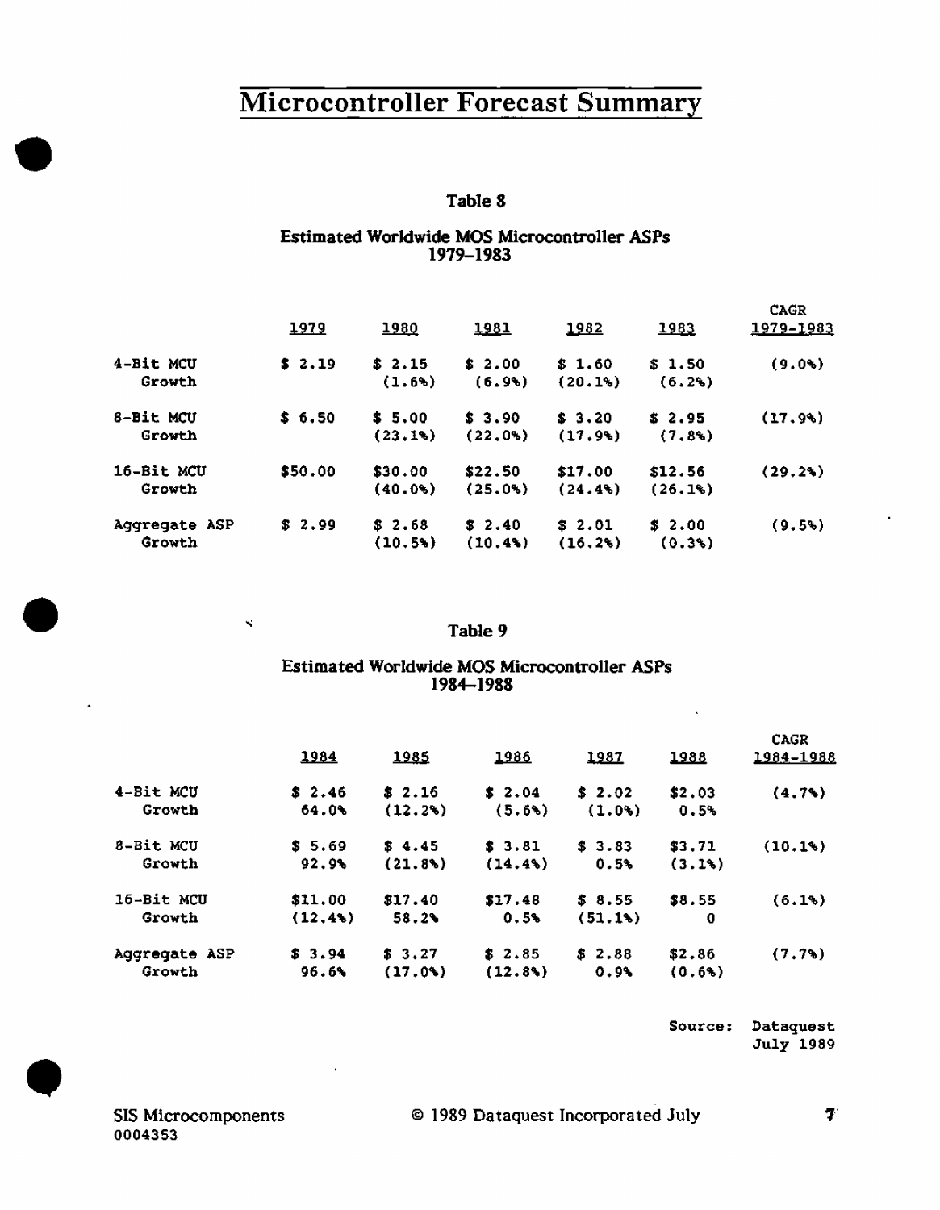# Microcontroller Forecast Summary

### Table 8

**Estimated Worldwide MOS Microcontroller ASPs 1979–1983**

| | 1979 | 1980 | 1981 | 1982 | 1983 | CAGR 1979–1983 |
|---|---|---|---|---|---|---|
| 4-Bit MCU | $ 2.19 | $ 2.15 | $ 2.00 | $ 1.60 | $ 1.50 | (9.0%) |
| Growth | | (1.6%) | (6.9%) | (20.1%) | (6.2%) | |
| 8-Bit MCU | $ 6.50 | $ 5.00 | $ 3.90 | $ 3.20 | $ 2.95 | (17.9%) |
| Growth | | (23.1%) | (22.0%) | (17.9%) | (7.8%) | |
| 16-Bit MCU | $50.00 | $30.00 | $22.50 | $17.00 | $12.56 | (29.2%) |
| Growth | | (40.0%) | (25.0%) | (24.4%) | (26.1%) | |
| Aggregate ASP | $ 2.99 | $ 2.68 | $ 2.40 | $ 2.01 | $ 2.00 | (9.5%) |
| Growth | | (10.5%) | (10.4%) | (16.2%) | (0.3%) | |

### Table 9

**Estimated Worldwide MOS Microcontroller ASPs 1984–1988**

| | 1984 | 1985 | 1986 | 1987 | 1988 | CAGR 1984–1988 |
|---|---|---|---|---|---|---|
| 4-Bit MCU | $ 2.46 | $ 2.16 | $ 2.04 | $ 2.02 | $2.03 | (4.7%) |
| Growth | 64.0% | (12.2%) | (5.6%) | (1.0%) | 0.5% | |
| 8-Bit MCU | $ 5.69 | $ 4.45 | $ 3.81 | $ 3.83 | $3.71 | (10.1%) |
| Growth | 92.9% | (21.8%) | (14.4%) | 0.5% | (3.1%) | |
| 16-Bit MCU | $11.00 | $17.40 | $17.48 | $ 8.55 | $8.55 | (6.1%) |
| Growth | (12.4%) | 58.2% | 0.5% | (51.1%) | 0 | |
| Aggregate ASP | $ 3.94 | $ 3.27 | $ 2.85 | $ 2.88 | $2.86 | (7.7%) |
| Growth | 96.6% | (17.0%) | (12.8%) | 0.9% | (0.6%) | |

Source: Dataquest July 1989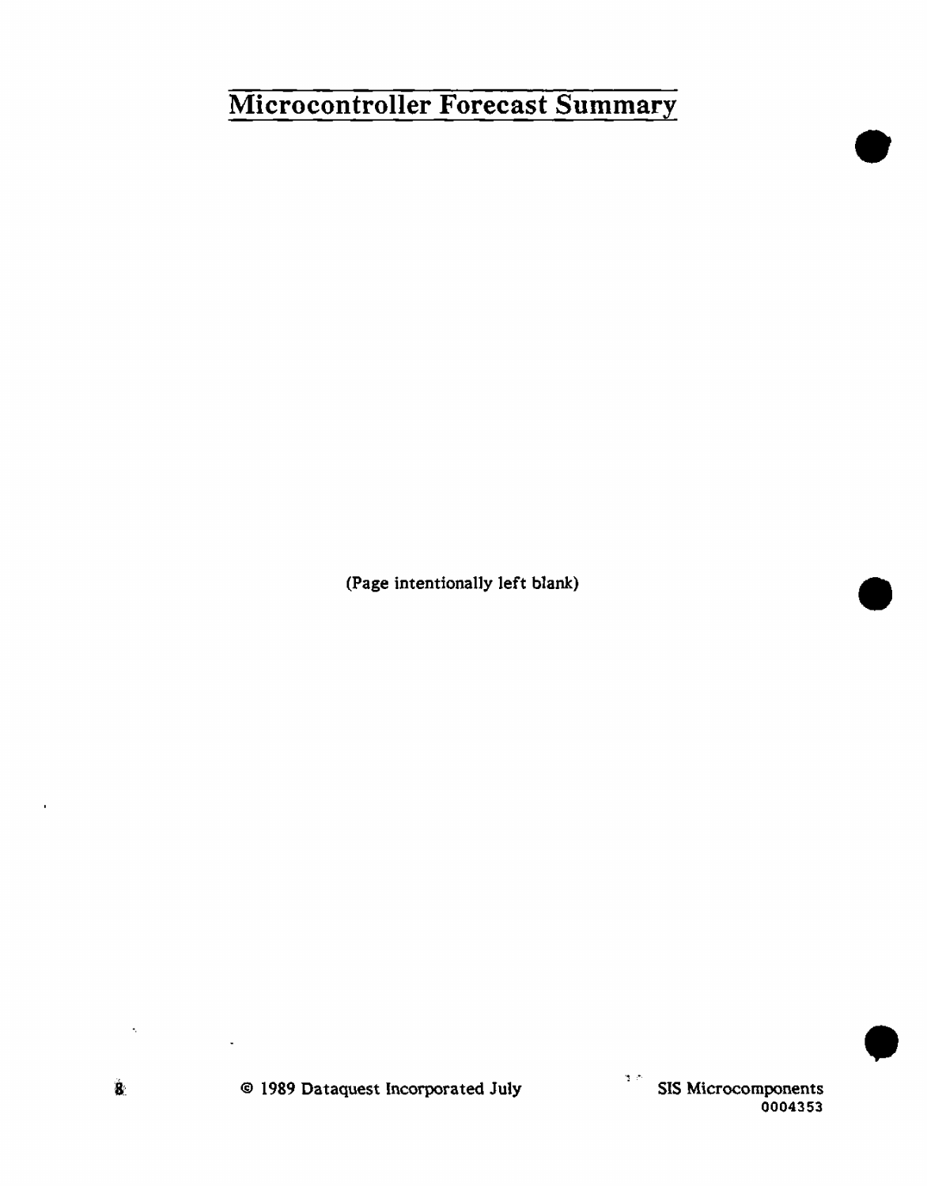# Microcontroller Forecast Summary

(Page intentionally left blank)